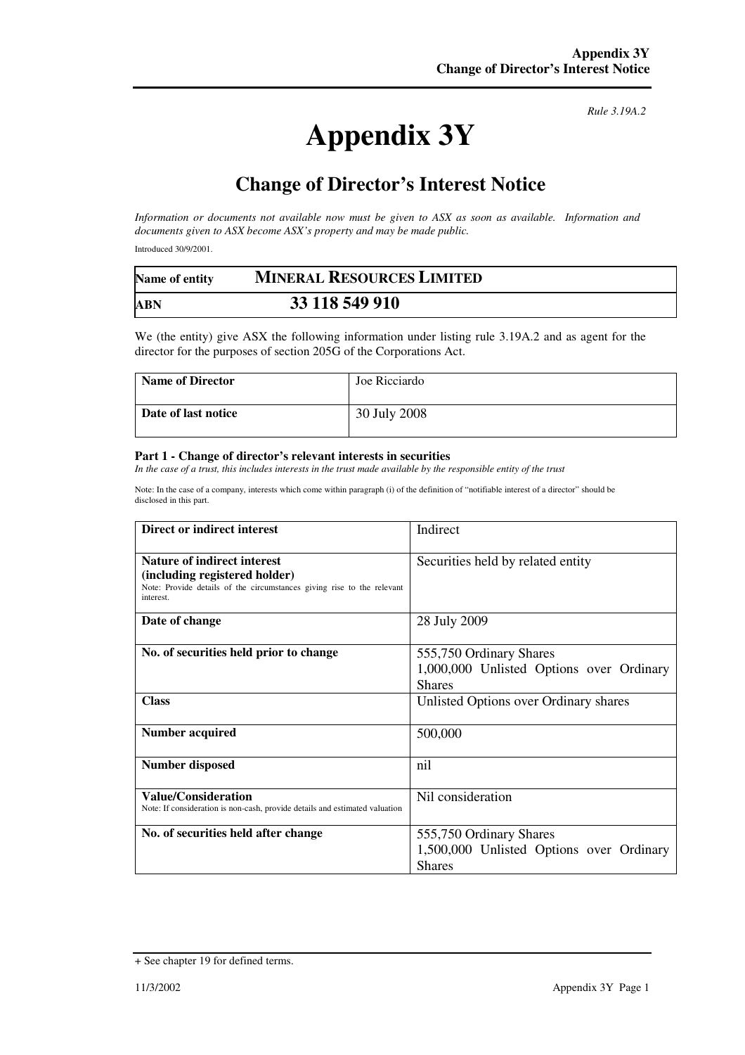*Rule 3.19A.2*

# Appendix 3Y

## Change of Director's Interest Notice

*Information or documents not available now must be given to ASX as soon as available. Information and documents given to ASX become ASX's property and may be made public.*

Introduced 30/9/2001.

| Name of entity | MINERAL RESOURCES LIMITED |
|---|---|
| ABN | 33 118 549 910 |

We (the entity) give ASX the following information under listing rule 3.19A.2 and as agent for the director for the purposes of section 205G of the Corporations Act.

| Name of Director | Joe Ricciardo |
|---|---|
| Date of last notice | 30 July 2008 |

#### Part 1 - Change of director's relevant interests in securities

*In the case of a trust, this includes interests in the trust made available by the responsible entity of the trust*

Note: In the case of a company, interests which come within paragraph (i) of the definition of "notifiable interest of a director" should be disclosed in this part.

| Direct or indirect interest | Indirect |
|---|---|
| **Nature of indirect interest (including registered holder)**<br>Note: Provide details of the circumstances giving rise to the relevant interest. | Securities held by related entity |
| **Date of change** | 28 July 2009 |
| **No. of securities held prior to change** | 555,750 Ordinary Shares<br>1,000,000 Unlisted Options over Ordinary Shares |
| **Class** | Unlisted Options over Ordinary shares |
| **Number acquired** | 500,000 |
| **Number disposed** | nil |
| **Value/Consideration**<br>Note: If consideration is non-cash, provide details and estimated valuation | Nil consideration |
| **No. of securities held after change** | 555,750 Ordinary Shares<br>1,500,000 Unlisted Options over Ordinary Shares |

+ See chapter 19 for defined terms.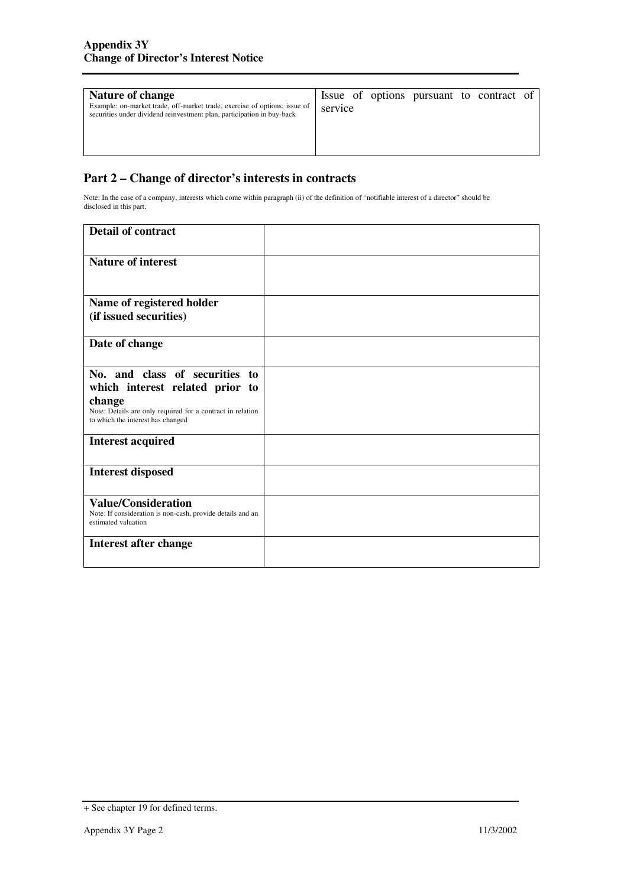| | |
|---|---|
| **Nature of change**<br>Example: on-market trade, off-market trade, exercise of options, issue of securities under dividend reinvestment plan, participation in buy-back | Issue of options pursuant to contract of service |

## Part 2 – Change of director's interests in contracts

Note: In the case of a company, interests which come within paragraph (ii) of the definition of "notifiable interest of a director" should be disclosed in this part.

| | |
|---|---|
| **Detail of contract** | |
| **Nature of interest** | |
| **Name of registered holder (if issued securities)** | |
| **Date of change** | |
| **No. and class of securities to which interest related prior to change**<br>Note: Details are only required for a contract in relation to which the interest has changed | |
| **Interest acquired** | |
| **Interest disposed** | |
| **Value/Consideration**<br>Note: If consideration is non-cash, provide details and an estimated valuation | |
| **Interest after change** | |

+ See chapter 19 for defined terms.